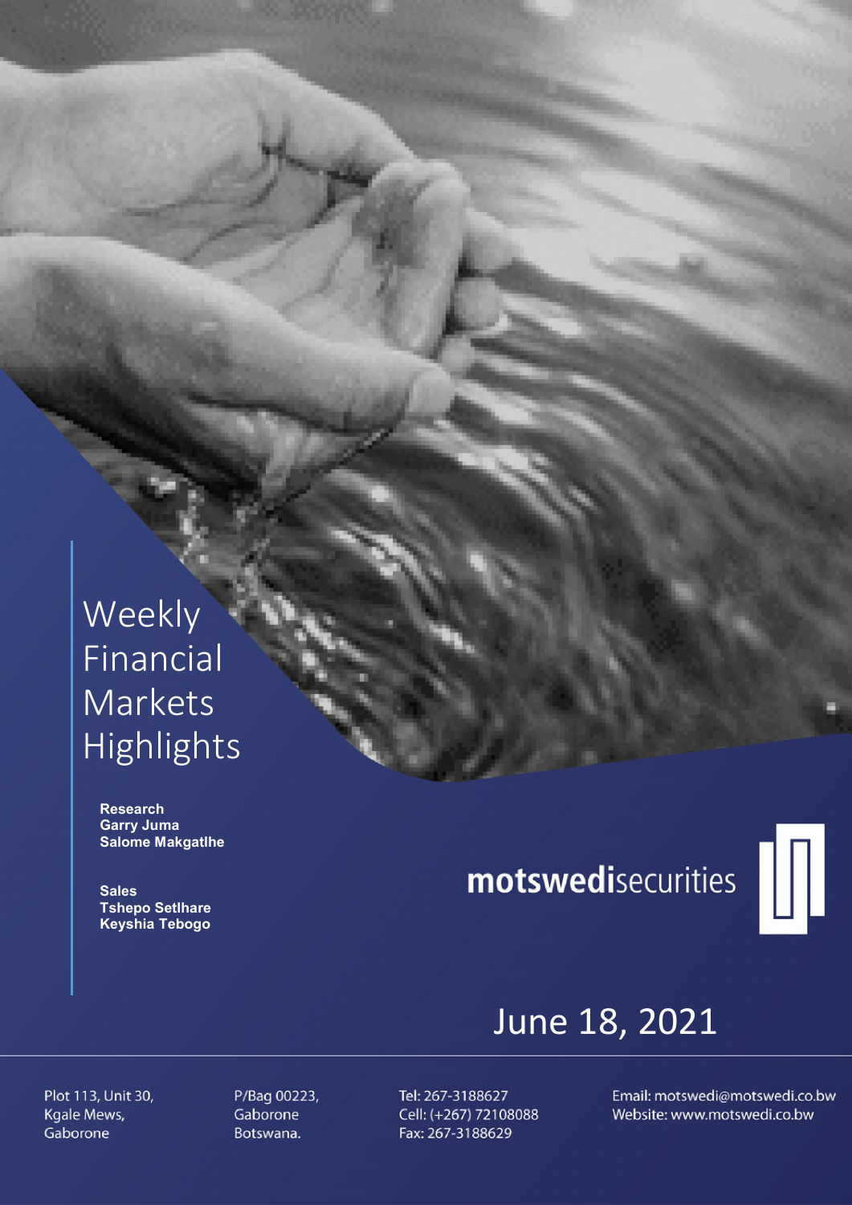# Weekly Financial Markets Highlights

**Research**
**Garry Juma**
**Salome Makgatlhe**

**Sales**
**Tshepo Setlhare**
**Keyshia Tebogo**

**motswedi**securities

June 18, 2021

Plot 113, Unit 30,
Kgale Mews,
Gaborone

P/Bag 00223,
Gaborone
Botswana.

Tel: 267-3188627
Cell: (+267) 72108088
Fax: 267-3188629

Email: motswedi@motswedi.co.bw
Website: www.motswedi.co.bw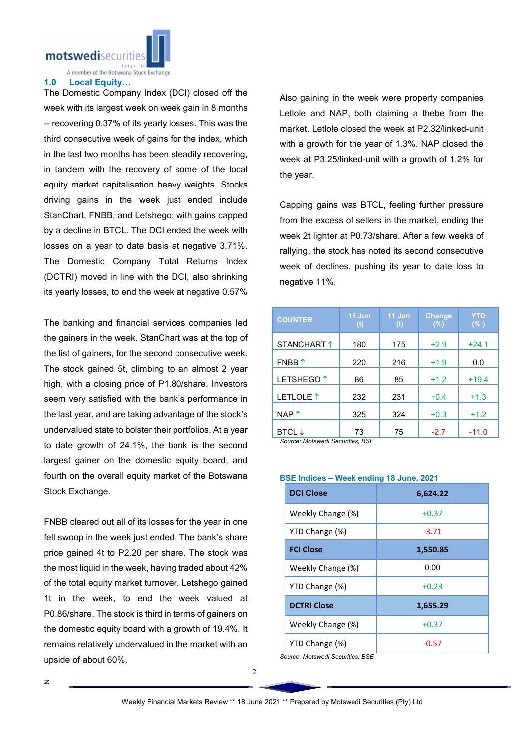## 1.0 Local Equity…

The Domestic Company Index (DCI) closed off the week with its largest week on week gain in 8 months -- recovering 0.37% of its yearly losses. This was the third consecutive week of gains for the index, which in the last two months has been steadily recovering, in tandem with the recovery of some of the local equity market capitalisation heavy weights. Stocks driving gains in the week just ended include StanChart, FNBB, and Letshego; with gains capped by a decline in BTCL. The DCI ended the week with losses on a year to date basis at negative 3.71%. The Domestic Company Total Returns Index (DCTRI) moved in line with the DCI, also shrinking its yearly losses, to end the week at negative 0.57%

The banking and financial services companies led the gainers in the week. StanChart was at the top of the list of gainers, for the second consecutive week. The stock gained 5t, climbing to an almost 2 year high, with a closing price of P1.80/share. Investors seem very satisfied with the bank's performance in the last year, and are taking advantage of the stock's undervalued state to bolster their portfolios. At a year to date growth of 24.1%, the bank is the second largest gainer on the domestic equity board, and fourth on the overall equity market of the Botswana Stock Exchange.

FNBB cleared out all of its losses for the year in one fell swoop in the week just ended. The bank's share price gained 4t to P2.20 per share. The stock was the most liquid in the week, having traded about 42% of the total equity market turnover. Letshego gained 1t in the week, to end the week valued at P0.86/share. The stock is third in terms of gainers on the domestic equity board with a growth of 19.4%. It remains relatively undervalued in the market with an upside of about 60%.

Also gaining in the week were property companies Letlole and NAP, both claiming a thebe from the market. Letlole closed the week at P2.32/linked-unit with a growth for the year of 1.3%. NAP closed the week at P3.25/linked-unit with a growth of 1.2% for the year.

Capping gains was BTCL, feeling further pressure from the excess of sellers in the market, ending the week 2t lighter at P0.73/share. After a few weeks of rallying, the stock has noted its second consecutive week of declines, pushing its year to date loss to negative 11%.

| COUNTER | 18 Jun (t) | 11 Jun (t) | Change (%) | YTD (%) |
|---|---|---|---|---|
| STANCHART ↑ | 180 | 175 | +2.9 | +24.1 |
| FNBB ↑ | 220 | 216 | +1.9 | 0.0 |
| LETSHEGO ↑ | 86 | 85 | +1.2 | +19.4 |
| LETLOLE ↑ | 232 | 231 | +0.4 | +1.3 |
| NAP ↑ | 325 | 324 | +0.3 | +1.2 |
| BTCL ↓ | 73 | 75 | -2.7 | -11.0 |

*Source: Motswedi Securities, BSE*

**BSE Indices – Week ending 18 June, 2021**

| DCI Close | 6,624.22 |
|---|---|
| Weekly Change (%) | +0.37 |
| YTD Change (%) | -3.71 |
| **FCI Close** | **1,550.85** |
| Weekly Change (%) | 0.00 |
| YTD Change (%) | +0.23 |
| **DCTRI Close** | **1,655.29** |
| Weekly Change (%) | +0.37 |
| YTD Change (%) | -0.57 |

*Source: Motswedi Securities, BSE*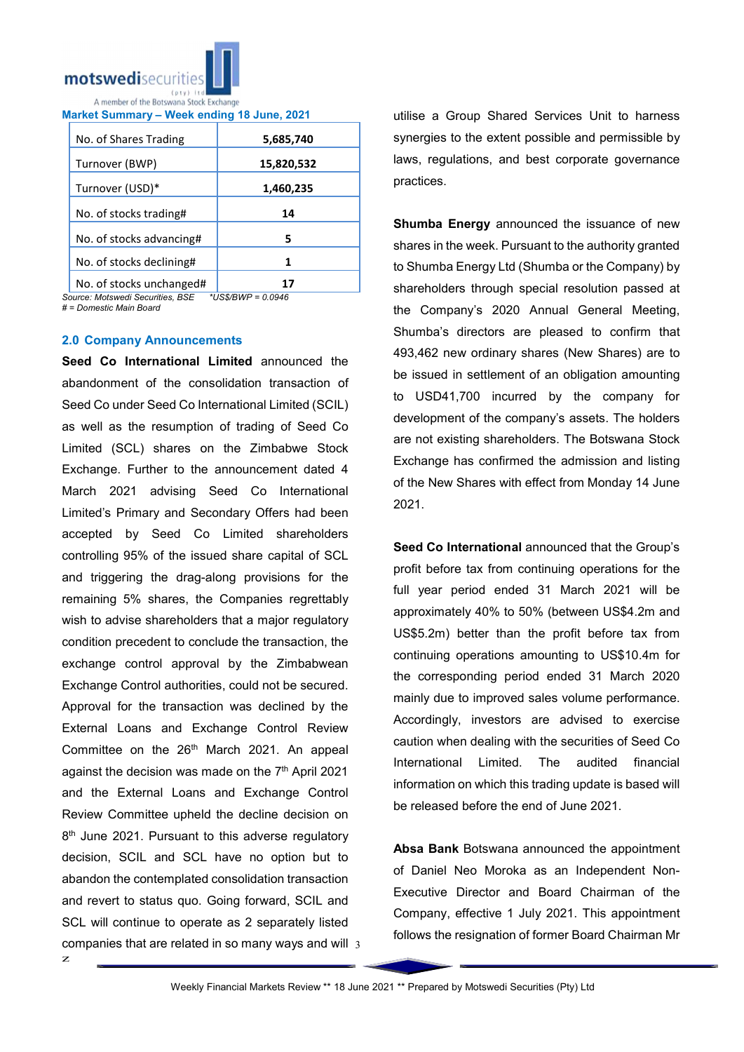**Market Summary – Week ending 18 June, 2021**

| No. of Shares Trading | 5,685,740 |
|---|---|
| Turnover (BWP) | 15,820,532 |
| Turnover (USD)* | 1,460,235 |
| No. of stocks trading# | 14 |
| No. of stocks advancing# | 5 |
| No. of stocks declining# | 1 |
| No. of stocks unchanged# | 17 |

*Source: Motswedi Securities, BSE* *\*US$/BWP = 0.0946*
*# = Domestic Main Board*

## 2.0 Company Announcements

**Seed Co International Limited** announced the abandonment of the consolidation transaction of Seed Co under Seed Co International Limited (SCIL) as well as the resumption of trading of Seed Co Limited (SCL) shares on the Zimbabwe Stock Exchange. Further to the announcement dated 4 March 2021 advising Seed Co International Limited's Primary and Secondary Offers had been accepted by Seed Co Limited shareholders controlling 95% of the issued share capital of SCL and triggering the drag-along provisions for the remaining 5% shares, the Companies regrettably wish to advise shareholders that a major regulatory condition precedent to conclude the transaction, the exchange control approval by the Zimbabwean Exchange Control authorities, could not be secured. Approval for the transaction was declined by the External Loans and Exchange Control Review Committee on the 26th March 2021. An appeal against the decision was made on the 7th April 2021 and the External Loans and Exchange Control Review Committee upheld the decline decision on 8th June 2021. Pursuant to this adverse regulatory decision, SCIL and SCL have no option but to abandon the contemplated consolidation transaction and revert to status quo. Going forward, SCIL and SCL will continue to operate as 2 separately listed companies that are related in so many ways and will utilise a Group Shared Services Unit to harness synergies to the extent possible and permissible by laws, regulations, and best corporate governance practices.

**Shumba Energy** announced the issuance of new shares in the week. Pursuant to the authority granted to Shumba Energy Ltd (Shumba or the Company) by shareholders through special resolution passed at the Company's 2020 Annual General Meeting, Shumba's directors are pleased to confirm that 493,462 new ordinary shares (New Shares) are to be issued in settlement of an obligation amounting to USD41,700 incurred by the company for development of the company's assets. The holders are not existing shareholders. The Botswana Stock Exchange has confirmed the admission and listing of the New Shares with effect from Monday 14 June 2021.

**Seed Co International** announced that the Group's profit before tax from continuing operations for the full year period ended 31 March 2021 will be approximately 40% to 50% (between US$4.2m and US$5.2m) better than the profit before tax from continuing operations amounting to US$10.4m for the corresponding period ended 31 March 2020 mainly due to improved sales volume performance. Accordingly, investors are advised to exercise caution when dealing with the securities of Seed Co International Limited. The audited financial information on which this trading update is based will be released before the end of June 2021.

**Absa Bank** Botswana announced the appointment of Daniel Neo Moroka as an Independent Non-Executive Director and Board Chairman of the Company, effective 1 July 2021. This appointment follows the resignation of former Board Chairman Mr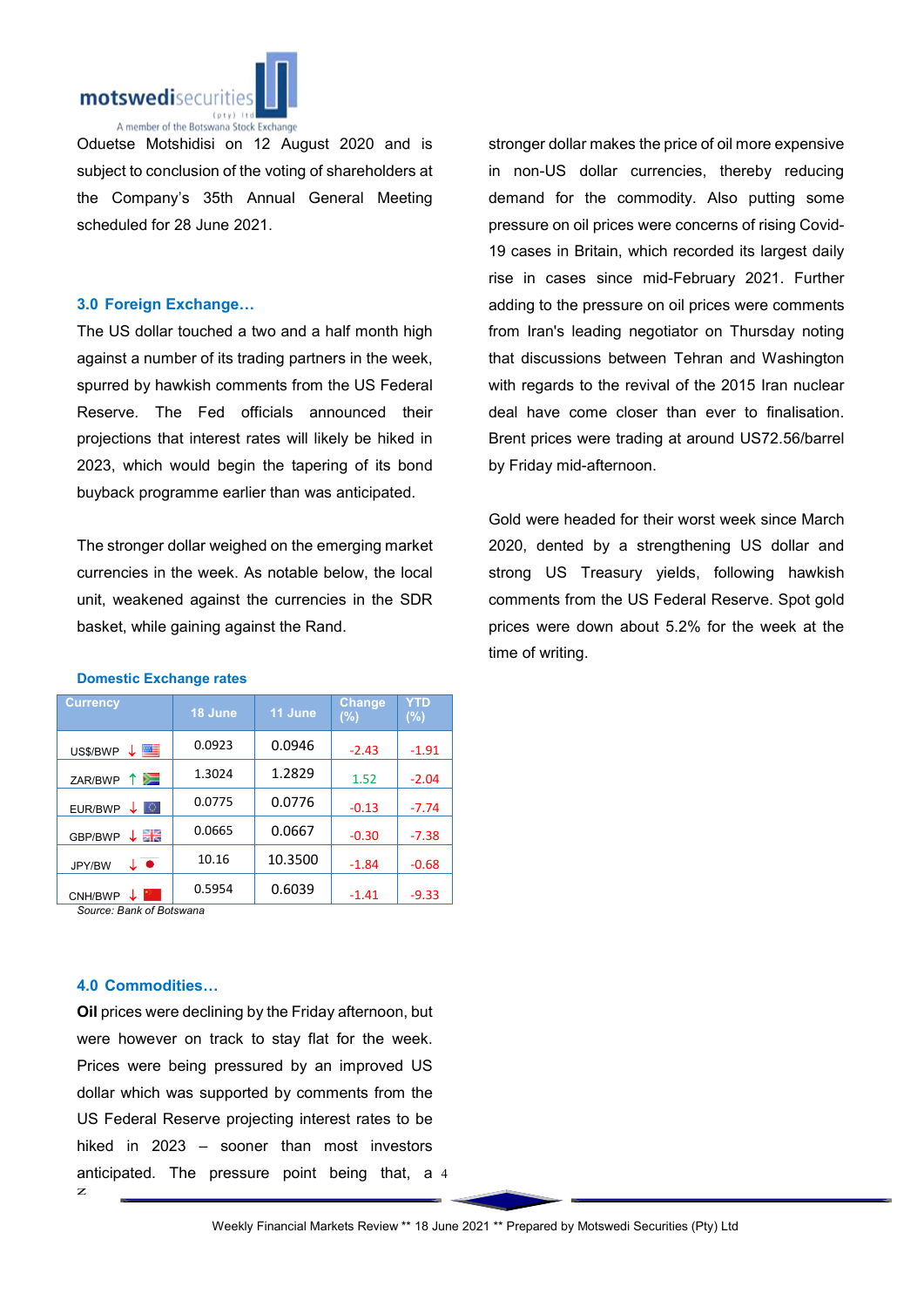Oduetse Motshidisi on 12 August 2020 and is subject to conclusion of the voting of shareholders at the Company's 35th Annual General Meeting scheduled for 28 June 2021.

### 3.0 Foreign Exchange…

The US dollar touched a two and a half month high against a number of its trading partners in the week, spurred by hawkish comments from the US Federal Reserve. The Fed officials announced their projections that interest rates will likely be hiked in 2023, which would begin the tapering of its bond buyback programme earlier than was anticipated.

The stronger dollar weighed on the emerging market currencies in the week. As notable below, the local unit, weakened against the currencies in the SDR basket, while gaining against the Rand.

**Domestic Exchange rates**

| Currency | 18 June | 11 June | Change (%) | YTD (%) |
|---|---|---|---|---|
| US$/BWP ↓ | 0.0923 | 0.0946 | -2.43 | -1.91 |
| ZAR/BWP ↑ | 1.3024 | 1.2829 | 1.52 | -2.04 |
| EUR/BWP ↓ | 0.0775 | 0.0776 | -0.13 | -7.74 |
| GBP/BWP ↓ | 0.0665 | 0.0667 | -0.30 | -7.38 |
| JPY/BW ↓ | 10.16 | 10.3500 | -1.84 | -0.68 |
| CNH/BWP ↓ | 0.5954 | 0.6039 | -1.41 | -9.33 |

*Source: Bank of Botswana*

### 4.0 Commodities…

**Oil** prices were declining by the Friday afternoon, but were however on track to stay flat for the week. Prices were being pressured by an improved US dollar which was supported by comments from the US Federal Reserve projecting interest rates to be hiked in 2023 – sooner than most investors anticipated. The pressure point being that, a stronger dollar makes the price of oil more expensive in non-US dollar currencies, thereby reducing demand for the commodity. Also putting some pressure on oil prices were concerns of rising Covid-19 cases in Britain, which recorded its largest daily rise in cases since mid-February 2021. Further adding to the pressure on oil prices were comments from Iran's leading negotiator on Thursday noting that discussions between Tehran and Washington with regards to the revival of the 2015 Iran nuclear deal have come closer than ever to finalisation. Brent prices were trading at around US72.56/barrel by Friday mid-afternoon.

Gold were headed for their worst week since March 2020, dented by a strengthening US dollar and strong US Treasury yields, following hawkish comments from the US Federal Reserve. Spot gold prices were down about 5.2% for the week at the time of writing.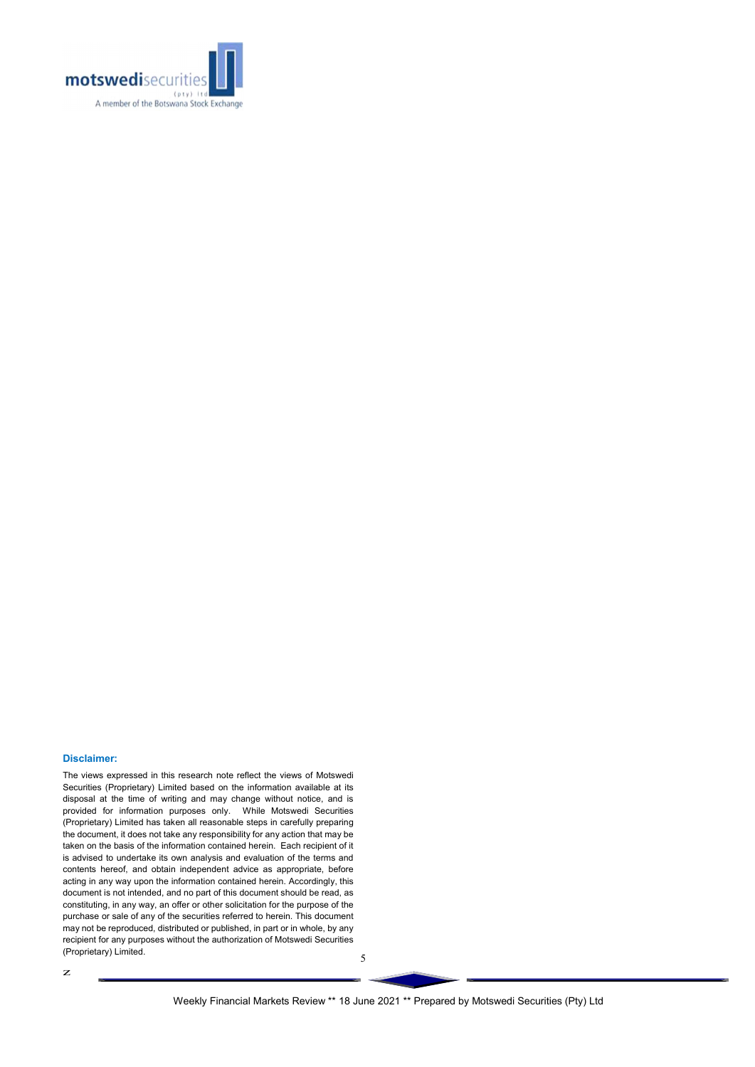**Disclaimer:**

The views expressed in this research note reflect the views of Motswedi Securities (Proprietary) Limited based on the information available at its disposal at the time of writing and may change without notice, and is provided for information purposes only. While Motswedi Securities (Proprietary) Limited has taken all reasonable steps in carefully preparing the document, it does not take any responsibility for any action that may be taken on the basis of the information contained herein. Each recipient of it is advised to undertake its own analysis and evaluation of the terms and contents hereof, and obtain independent advice as appropriate, before acting in any way upon the information contained herein. Accordingly, this document is not intended, and no part of this document should be read, as constituting, in any way, an offer or other solicitation for the purpose of the purchase or sale of any of the securities referred to herein. This document may not be reproduced, distributed or published, in part or in whole, by any recipient for any purposes without the authorization of Motswedi Securities (Proprietary) Limited.